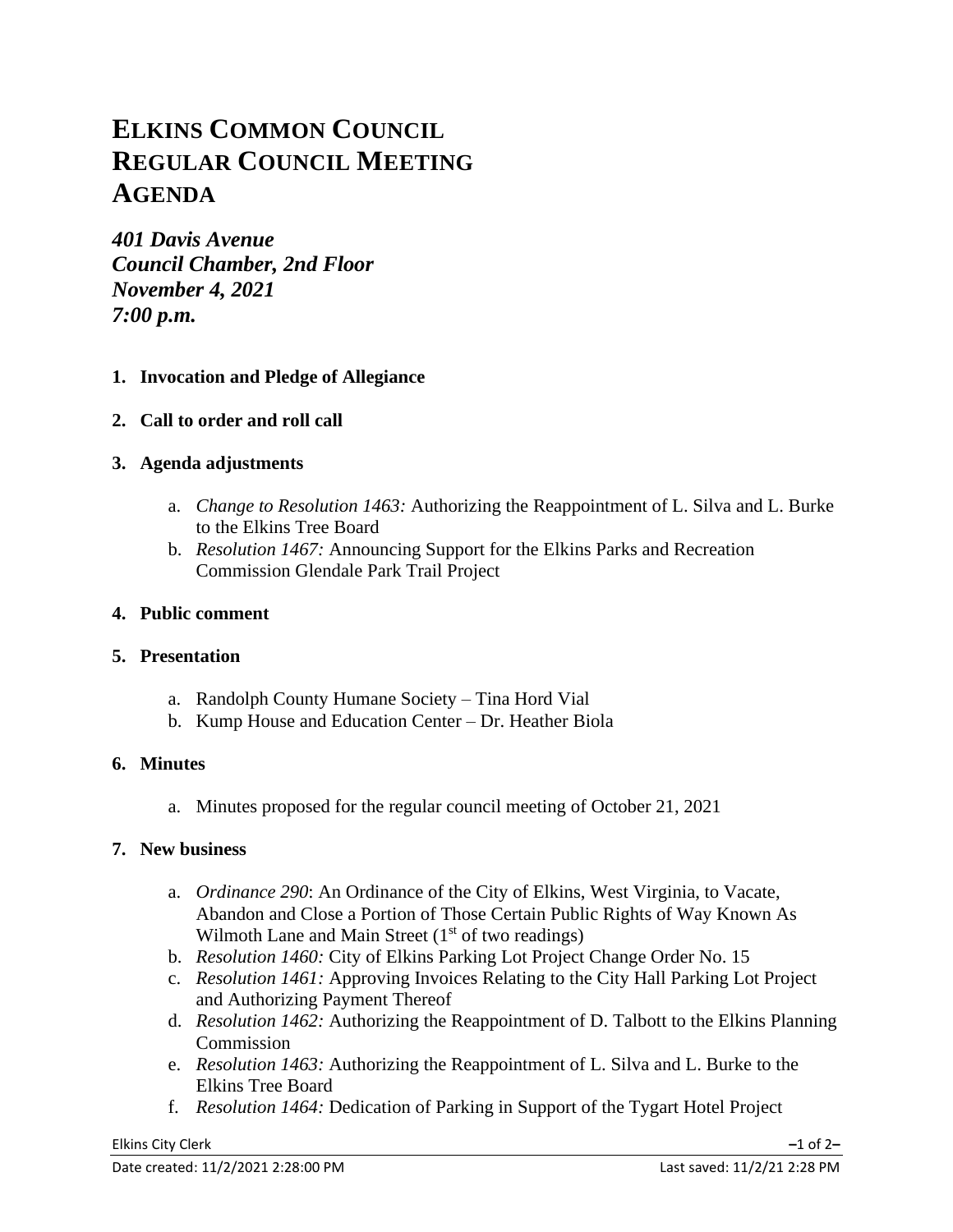# ELKINS COMMON COUNCIL REGULAR COUNCIL MEETING AGENDA

***401 Davis Avenue***
***Council Chamber, 2nd Floor***
***November 4, 2021***
***7:00 p.m.***

1. **Invocation and Pledge of Allegiance**

2. **Call to order and roll call**

3. **Agenda adjustments**

   a. *Change to Resolution 1463:* Authorizing the Reappointment of L. Silva and L. Burke to the Elkins Tree Board
   b. *Resolution 1467:* Announcing Support for the Elkins Parks and Recreation Commission Glendale Park Trail Project

4. **Public comment**

5. **Presentation**

   a. Randolph County Humane Society – Tina Hord Vial
   b. Kump House and Education Center – Dr. Heather Biola

6. **Minutes**

   a. Minutes proposed for the regular council meeting of October 21, 2021

7. **New business**

   a. *Ordinance 290*: An Ordinance of the City of Elkins, West Virginia, to Vacate, Abandon and Close a Portion of Those Certain Public Rights of Way Known As Wilmoth Lane and Main Street (1st of two readings)
   b. *Resolution 1460:* City of Elkins Parking Lot Project Change Order No. 15
   c. *Resolution 1461:* Approving Invoices Relating to the City Hall Parking Lot Project and Authorizing Payment Thereof
   d. *Resolution 1462:* Authorizing the Reappointment of D. Talbott to the Elkins Planning Commission
   e. *Resolution 1463:* Authorizing the Reappointment of L. Silva and L. Burke to the Elkins Tree Board
   f. *Resolution 1464:* Dedication of Parking in Support of the Tygart Hotel Project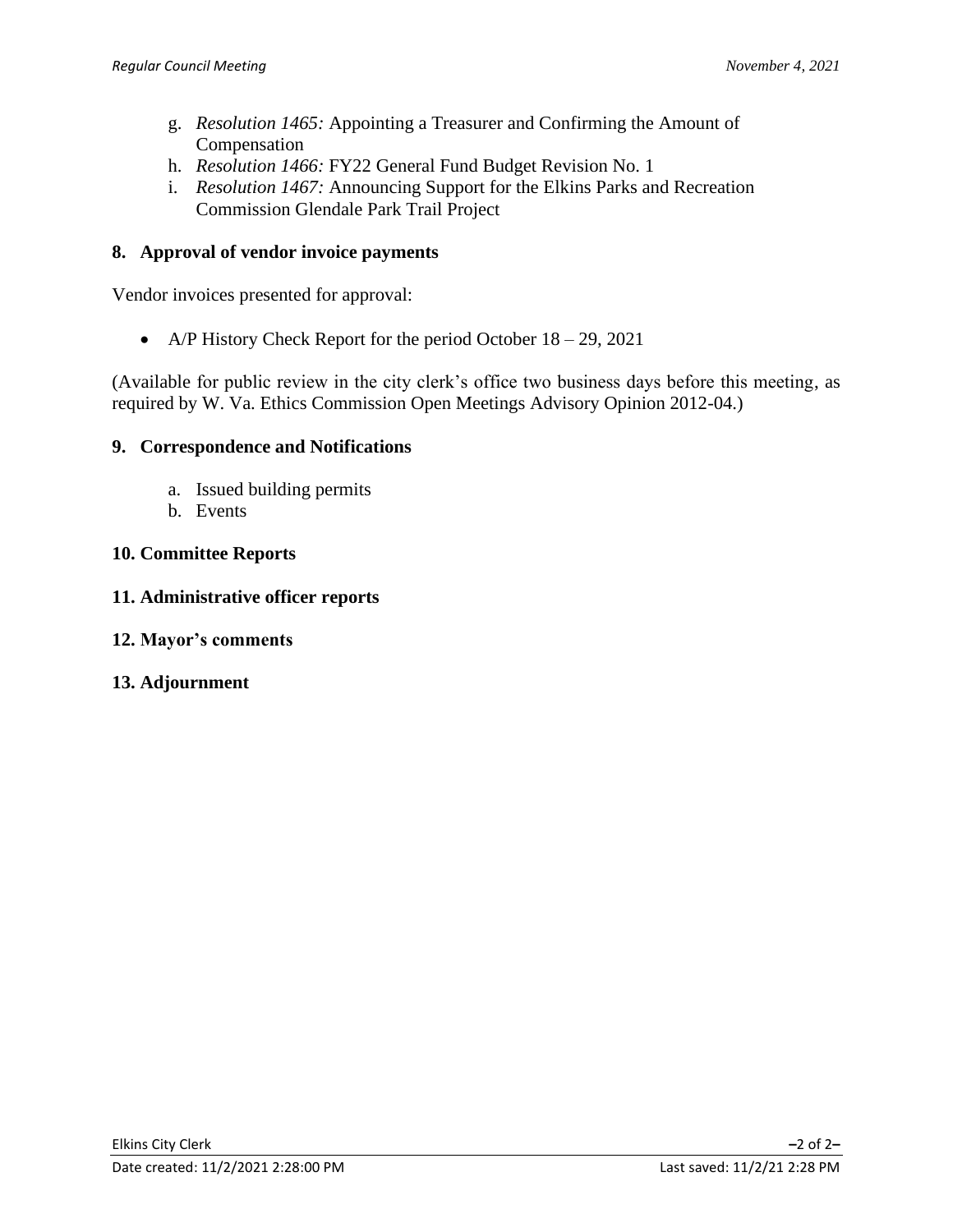g. *Resolution 1465:* Appointing a Treasurer and Confirming the Amount of Compensation
h. *Resolution 1466:* FY22 General Fund Budget Revision No. 1
i. *Resolution 1467:* Announcing Support for the Elkins Parks and Recreation Commission Glendale Park Trail Project

**8. Approval of vendor invoice payments**

Vendor invoices presented for approval:

- A/P History Check Report for the period October 18 – 29, 2021

(Available for public review in the city clerk's office two business days before this meeting, as required by W. Va. Ethics Commission Open Meetings Advisory Opinion 2012-04.)

**9. Correspondence and Notifications**

a. Issued building permits
b. Events

**10. Committee Reports**

**11. Administrative officer reports**

**12. Mayor's comments**

**13. Adjournment**